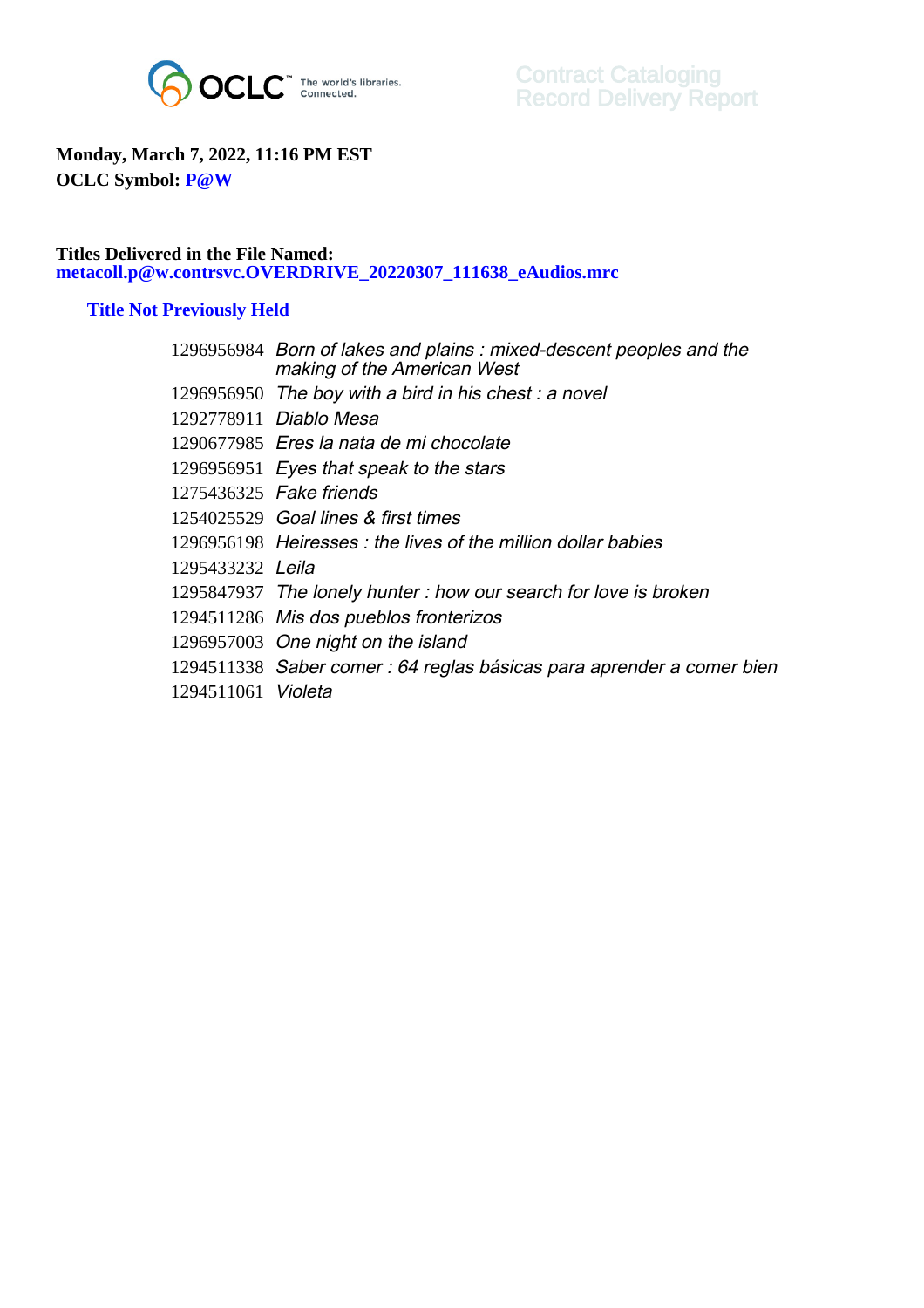OCLC The world's libraries. Connected.

Contract Cataloging
Record Delivery Report

**Monday, March 7, 2022, 11:16 PM EST**
**OCLC Symbol: P@W**

**Titles Delivered in the File Named:**
**metacoll.p@w.contrsvc.OVERDRIVE_20220307_111638_eAudios.mrc**

### Title Not Previously Held

| | |
|---|---|
| 1296956984 | *Born of lakes and plains : mixed-descent peoples and the making of the American West* |
| 1296956950 | *The boy with a bird in his chest : a novel* |
| 1292778911 | *Diablo Mesa* |
| 1290677985 | *Eres la nata de mi chocolate* |
| 1296956951 | *Eyes that speak to the stars* |
| 1275436325 | *Fake friends* |
| 1254025529 | *Goal lines & first times* |
| 1296956198 | *Heiresses : the lives of the million dollar babies* |
| 1295433232 | *Leila* |
| 1295847937 | *The lonely hunter : how our search for love is broken* |
| 1294511286 | *Mis dos pueblos fronterizos* |
| 1296957003 | *One night on the island* |
| 1294511338 | *Saber comer : 64 reglas básicas para aprender a comer bien* |
| 1294511061 | *Violeta* |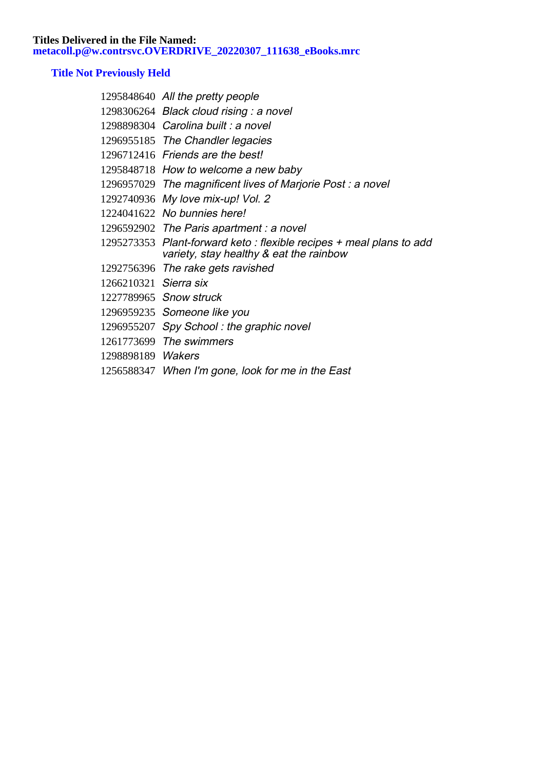**Titles Delivered in the File Named:**
**metacoll.p@w.contrsvc.OVERDRIVE_20220307_111638_eBooks.mrc**

### Title Not Previously Held

| | |
|---|---|
| 1295848640 | *All the pretty people* |
| 1298306264 | *Black cloud rising : a novel* |
| 1298898304 | *Carolina built : a novel* |
| 1296955185 | *The Chandler legacies* |
| 1296712416 | *Friends are the best!* |
| 1295848718 | *How to welcome a new baby* |
| 1296957029 | *The magnificent lives of Marjorie Post : a novel* |
| 1292740936 | *My love mix-up! Vol. 2* |
| 1224041622 | *No bunnies here!* |
| 1296592902 | *The Paris apartment : a novel* |
| 1295273353 | *Plant-forward keto : flexible recipes + meal plans to add variety, stay healthy & eat the rainbow* |
| 1292756396 | *The rake gets ravished* |
| 1266210321 | *Sierra six* |
| 1227789965 | *Snow struck* |
| 1296959235 | *Someone like you* |
| 1296955207 | *Spy School : the graphic novel* |
| 1261773699 | *The swimmers* |
| 1298898189 | *Wakers* |
| 1256588347 | *When I'm gone, look for me in the East* |